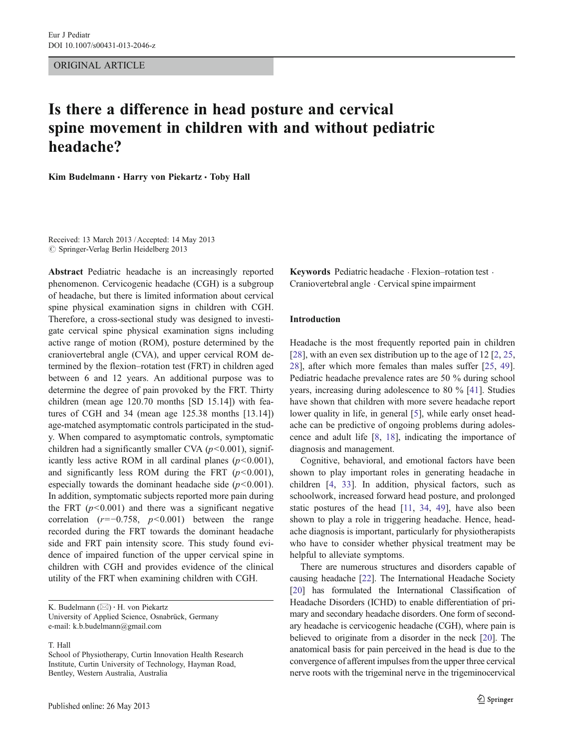ORIGINAL ARTICLE

# Is there a difference in head posture and cervical spine movement in children with and without pediatric headache?

**Kim Budelmann · Harry von Piekartz · Toby Hall**

Received: 13 March 2013 / Accepted: 14 May 2013
© Springer-Verlag Berlin Heidelberg 2013

**Abstract** Pediatric headache is an increasingly reported phenomenon. Cervicogenic headache (CGH) is a subgroup of headache, but there is limited information about cervical spine physical examination signs in children with CGH. Therefore, a cross-sectional study was designed to investigate cervical spine physical examination signs including active range of motion (ROM), posture determined by the craniovertebral angle (CVA), and upper cervical ROM determined by the flexion–rotation test (FRT) in children aged between 6 and 12 years. An additional purpose was to determine the degree of pain provoked by the FRT. Thirty children (mean age 120.70 months [SD 15.14]) with features of CGH and 34 (mean age 125.38 months [13.14]) age-matched asymptomatic controls participated in the study. When compared to asymptomatic controls, symptomatic children had a significantly smaller CVA ($p<0.001$), significantly less active ROM in all cardinal planes ($p<0.001$), and significantly less ROM during the FRT ($p<0.001$), especially towards the dominant headache side ($p<0.001$). In addition, symptomatic subjects reported more pain during the FRT ($p<0.001$) and there was a significant negative correlation ($r=-0.758$, $p<0.001$) between the range recorded during the FRT towards the dominant headache side and FRT pain intensity score. This study found evidence of impaired function of the upper cervical spine in children with CGH and provides evidence of the clinical utility of the FRT when examining children with CGH.

**Keywords** Pediatric headache · Flexion–rotation test · Craniovertebral angle · Cervical spine impairment

K. Budelmann (✉) · H. von Piekartz
University of Applied Science, Osnabrück, Germany
e-mail: k.b.budelmann@gmail.com

T. Hall
School of Physiotherapy, Curtin Innovation Health Research Institute, Curtin University of Technology, Hayman Road, Bentley, Western Australia, Australia

## Introduction

Headache is the most frequently reported pain in children [28], with an even sex distribution up to the age of 12 [2, 25, 28], after which more females than males suffer [25, 49]. Pediatric headache prevalence rates are 50 % during school years, increasing during adolescence to 80 % [41]. Studies have shown that children with more severe headache report lower quality in life, in general [5], while early onset headache can be predictive of ongoing problems during adolescence and adult life [8, 18], indicating the importance of diagnosis and management.

Cognitive, behavioral, and emotional factors have been shown to play important roles in generating headache in children [4, 33]. In addition, physical factors, such as schoolwork, increased forward head posture, and prolonged static postures of the head [11, 34, 49], have also been shown to play a role in triggering headache. Hence, headache diagnosis is important, particularly for physiotherapists who have to consider whether physical treatment may be helpful to alleviate symptoms.

There are numerous structures and disorders capable of causing headache [22]. The International Headache Society [20] has formulated the International Classification of Headache Disorders (ICHD) to enable differentiation of primary and secondary headache disorders. One form of secondary headache is cervicogenic headache (CGH), where pain is believed to originate from a disorder in the neck [20]. The anatomical basis for pain perceived in the head is due to the convergence of afferent impulses from the upper three cervical nerve roots with the trigeminal nerve in the trigeminocervical

Published online: 26 May 2013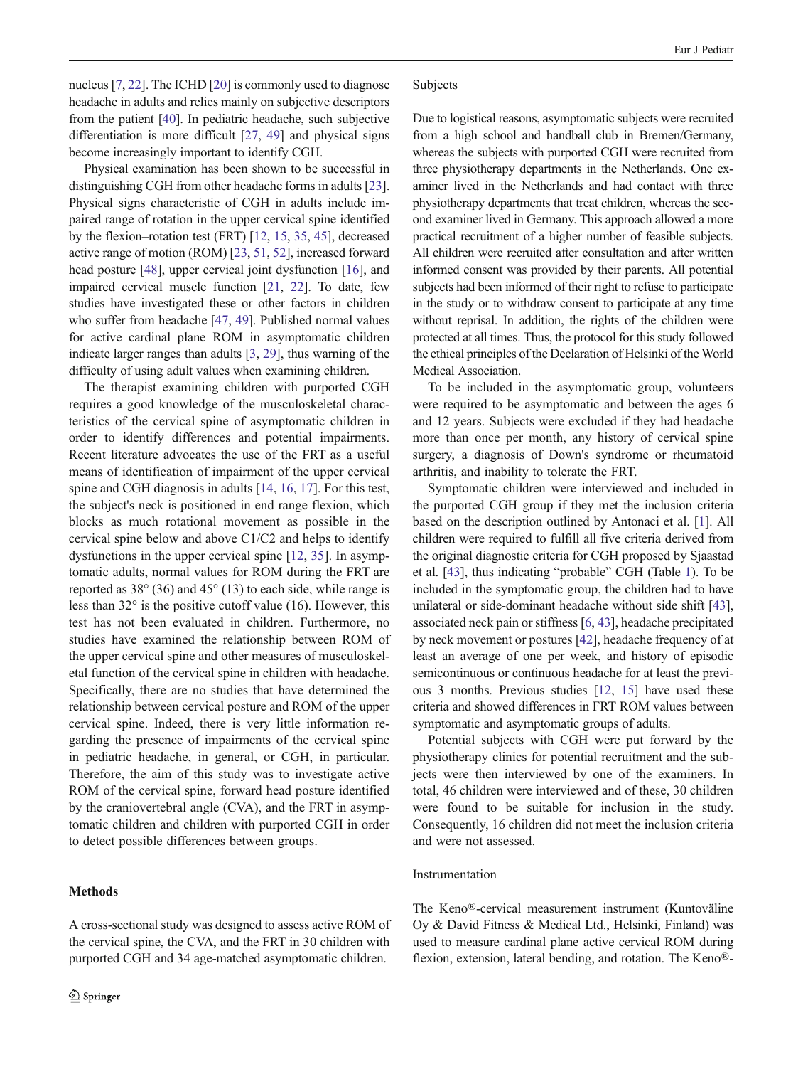nucleus [7, 22]. The ICHD [20] is commonly used to diagnose headache in adults and relies mainly on subjective descriptors from the patient [40]. In pediatric headache, such subjective differentiation is more difficult [27, 49] and physical signs become increasingly important to identify CGH.

Physical examination has been shown to be successful in distinguishing CGH from other headache forms in adults [23]. Physical signs characteristic of CGH in adults include impaired range of rotation in the upper cervical spine identified by the flexion–rotation test (FRT) [12, 15, 35, 45], decreased active range of motion (ROM) [23, 51, 52], increased forward head posture [48], upper cervical joint dysfunction [16], and impaired cervical muscle function [21, 22]. To date, few studies have investigated these or other factors in children who suffer from headache [47, 49]. Published normal values for active cardinal plane ROM in asymptomatic children indicate larger ranges than adults [3, 29], thus warning of the difficulty of using adult values when examining children.

The therapist examining children with purported CGH requires a good knowledge of the musculoskeletal characteristics of the cervical spine of asymptomatic children in order to identify differences and potential impairments. Recent literature advocates the use of the FRT as a useful means of identification of impairment of the upper cervical spine and CGH diagnosis in adults [14, 16, 17]. For this test, the subject's neck is positioned in end range flexion, which blocks as much rotational movement as possible in the cervical spine below and above C1/C2 and helps to identify dysfunctions in the upper cervical spine [12, 35]. In asymptomatic adults, normal values for ROM during the FRT are reported as 38° (36) and 45° (13) to each side, while range is less than 32° is the positive cutoff value (16). However, this test has not been evaluated in children. Furthermore, no studies have examined the relationship between ROM of the upper cervical spine and other measures of musculoskeletal function of the cervical spine in children with headache. Specifically, there are no studies that have determined the relationship between cervical posture and ROM of the upper cervical spine. Indeed, there is very little information regarding the presence of impairments of the cervical spine in pediatric headache, in general, or CGH, in particular. Therefore, the aim of this study was to investigate active ROM of the cervical spine, forward head posture identified by the craniovertebral angle (CVA), and the FRT in asymptomatic children and children with purported CGH in order to detect possible differences between groups.

## Methods

A cross-sectional study was designed to assess active ROM of the cervical spine, the CVA, and the FRT in 30 children with purported CGH and 34 age-matched asymptomatic children.

### Subjects

Due to logistical reasons, asymptomatic subjects were recruited from a high school and handball club in Bremen/Germany, whereas the subjects with purported CGH were recruited from three physiotherapy departments in the Netherlands. One examiner lived in the Netherlands and had contact with three physiotherapy departments that treat children, whereas the second examiner lived in Germany. This approach allowed a more practical recruitment of a higher number of feasible subjects. All children were recruited after consultation and after written informed consent was provided by their parents. All potential subjects had been informed of their right to refuse to participate in the study or to withdraw consent to participate at any time without reprisal. In addition, the rights of the children were protected at all times. Thus, the protocol for this study followed the ethical principles of the Declaration of Helsinki of the World Medical Association.

To be included in the asymptomatic group, volunteers were required to be asymptomatic and between the ages 6 and 12 years. Subjects were excluded if they had headache more than once per month, any history of cervical spine surgery, a diagnosis of Down's syndrome or rheumatoid arthritis, and inability to tolerate the FRT.

Symptomatic children were interviewed and included in the purported CGH group if they met the inclusion criteria based on the description outlined by Antonaci et al. [1]. All children were required to fulfill all five criteria derived from the original diagnostic criteria for CGH proposed by Sjaastad et al. [43], thus indicating "probable" CGH (Table 1). To be included in the symptomatic group, the children had to have unilateral or side-dominant headache without side shift [43], associated neck pain or stiffness [6, 43], headache precipitated by neck movement or postures [42], headache frequency of at least an average of one per week, and history of episodic semicontinuous or continuous headache for at least the previous 3 months. Previous studies [12, 15] have used these criteria and showed differences in FRT ROM values between symptomatic and asymptomatic groups of adults.

Potential subjects with CGH were put forward by the physiotherapy clinics for potential recruitment and the subjects were then interviewed by one of the examiners. In total, 46 children were interviewed and of these, 30 children were found to be suitable for inclusion in the study. Consequently, 16 children did not meet the inclusion criteria and were not assessed.

### Instrumentation

The Keno®-cervical measurement instrument (Kuntoväline Oy & David Fitness & Medical Ltd., Helsinki, Finland) was used to measure cardinal plane active cervical ROM during flexion, extension, lateral bending, and rotation. The Keno®-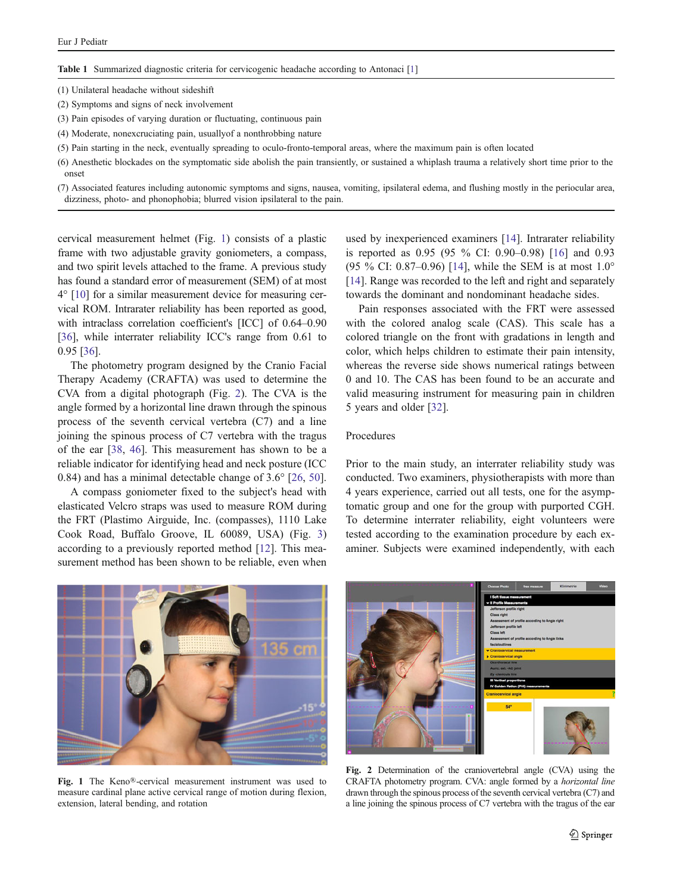**Table 1** Summarized diagnostic criteria for cervicogenic headache according to Antonaci [1]

| |
|---|
| (1) Unilateral headache without sideshift |
| (2) Symptoms and signs of neck involvement |
| (3) Pain episodes of varying duration or fluctuating, continuous pain |
| (4) Moderate, nonexcruciating pain, usuallyof a nonthrobbing nature |
| (5) Pain starting in the neck, eventually spreading to oculo-fronto-temporal areas, where the maximum pain is often located |
| (6) Anesthetic blockades on the symptomatic side abolish the pain transiently, or sustained a whiplash trauma a relatively short time prior to the onset |
| (7) Associated features including autonomic symptoms and signs, nausea, vomiting, ipsilateral edema, and flushing mostly in the periocular area, dizziness, photo- and phonophobia; blurred vision ipsilateral to the pain. |

cervical measurement helmet (Fig. 1) consists of a plastic frame with two adjustable gravity goniometers, a compass, and two spirit levels attached to the frame. A previous study has found a standard error of measurement (SEM) of at most 4° [10] for a similar measurement device for measuring cervical ROM. Intrarater reliability has been reported as good, with intraclass correlation coefficient's [ICC] of 0.64–0.90 [36], while interrater reliability ICC's range from 0.61 to 0.95 [36].

The photometry program designed by the Cranio Facial Therapy Academy (CRAFTA) was used to determine the CVA from a digital photograph (Fig. 2). The CVA is the angle formed by a horizontal line drawn through the spinous process of the seventh cervical vertebra (C7) and a line joining the spinous process of C7 vertebra with the tragus of the ear [38, 46]. This measurement has shown to be a reliable indicator for identifying head and neck posture (ICC 0.84) and has a minimal detectable change of 3.6° [26, 50].

A compass goniometer fixed to the subject's head with elasticated Velcro straps was used to measure ROM during the FRT (Plastimo Airguide, Inc. (compasses), 1110 Lake Cook Road, Buffalo Groove, IL 60089, USA) (Fig. 3) according to a previously reported method [12]. This measurement method has been shown to be reliable, even when used by inexperienced examiners [14]. Intrarater reliability is reported as 0.95 (95 % CI: 0.90–0.98) [16] and 0.93 (95 % CI: 0.87–0.96) [14], while the SEM is at most 1.0° [14]. Range was recorded to the left and right and separately towards the dominant and nondominant headache sides.

Pain responses associated with the FRT were assessed with the colored analog scale (CAS). This scale has a colored triangle on the front with gradations in length and color, which helps children to estimate their pain intensity, whereas the reverse side shows numerical ratings between 0 and 10. The CAS has been found to be an accurate and valid measuring instrument for measuring pain in children 5 years and older [32].

## Procedures

Prior to the main study, an interrater reliability study was conducted. Two examiners, physiotherapists with more than 4 years experience, carried out all tests, one for the asymptomatic group and one for the group with purported CGH. To determine interrater reliability, eight volunteers were tested according to the examination procedure by each examiner. Subjects were examined independently, with each

**Fig. 1** The Keno®-cervical measurement instrument was used to measure cardinal plane active cervical range of motion during flexion, extension, lateral bending, and rotation

**Fig. 2** Determination of the craniovertebral angle (CVA) using the CRAFTA photometry program. CVA: angle formed by a *horizontal line* drawn through the spinous process of the seventh cervical vertebra (C7) and a line joining the spinous process of C7 vertebra with the tragus of the ear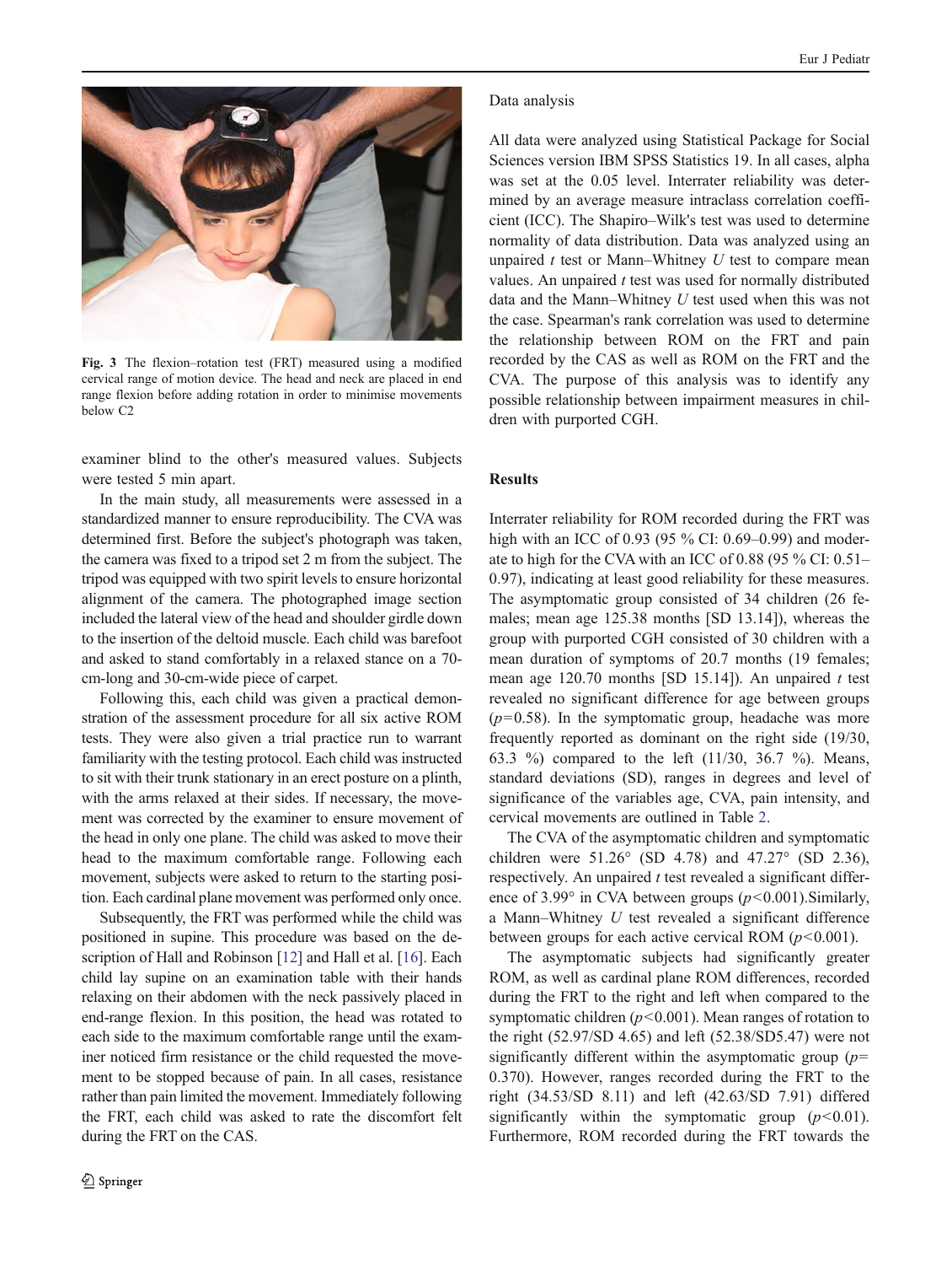Fig. 3 The flexion–rotation test (FRT) measured using a modified cervical range of motion device. The head and neck are placed in end range flexion before adding rotation in order to minimise movements below C2

examiner blind to the other's measured values. Subjects were tested 5 min apart.

In the main study, all measurements were assessed in a standardized manner to ensure reproducibility. The CVA was determined first. Before the subject's photograph was taken, the camera was fixed to a tripod set 2 m from the subject. The tripod was equipped with two spirit levels to ensure horizontal alignment of the camera. The photographed image section included the lateral view of the head and shoulder girdle down to the insertion of the deltoid muscle. Each child was barefoot and asked to stand comfortably in a relaxed stance on a 70-cm-long and 30-cm-wide piece of carpet.

Following this, each child was given a practical demonstration of the assessment procedure for all six active ROM tests. They were also given a trial practice run to warrant familiarity with the testing protocol. Each child was instructed to sit with their trunk stationary in an erect posture on a plinth, with the arms relaxed at their sides. If necessary, the movement was corrected by the examiner to ensure movement of the head in only one plane. The child was asked to move their head to the maximum comfortable range. Following each movement, subjects were asked to return to the starting position. Each cardinal plane movement was performed only once.

Subsequently, the FRT was performed while the child was positioned in supine. This procedure was based on the description of Hall and Robinson [12] and Hall et al. [16]. Each child lay supine on an examination table with their hands relaxing on their abdomen with the neck passively placed in end-range flexion. In this position, the head was rotated to each side to the maximum comfortable range until the examiner noticed firm resistance or the child requested the movement to be stopped because of pain. In all cases, resistance rather than pain limited the movement. Immediately following the FRT, each child was asked to rate the discomfort felt during the FRT on the CAS.

Data analysis

All data were analyzed using Statistical Package for Social Sciences version IBM SPSS Statistics 19. In all cases, alpha was set at the 0.05 level. Interrater reliability was determined by an average measure intraclass correlation coefficient (ICC). The Shapiro–Wilk's test was used to determine normality of data distribution. Data was analyzed using an unpaired *t* test or Mann–Whitney *U* test to compare mean values. An unpaired *t* test was used for normally distributed data and the Mann–Whitney *U* test used when this was not the case. Spearman's rank correlation was used to determine the relationship between ROM on the FRT and pain recorded by the CAS as well as ROM on the FRT and the CVA. The purpose of this analysis was to identify any possible relationship between impairment measures in children with purported CGH.

## Results

Interrater reliability for ROM recorded during the FRT was high with an ICC of 0.93 (95 % CI: 0.69–0.99) and moderate to high for the CVA with an ICC of 0.88 (95 % CI: 0.51–0.97), indicating at least good reliability for these measures. The asymptomatic group consisted of 34 children (26 females; mean age 125.38 months [SD 13.14]), whereas the group with purported CGH consisted of 30 children with a mean duration of symptoms of 20.7 months (19 females; mean age 120.70 months [SD 15.14]). An unpaired *t* test revealed no significant difference for age between groups ($p$=0.58). In the symptomatic group, headache was more frequently reported as dominant on the right side (19/30, 63.3 %) compared to the left (11/30, 36.7 %). Means, standard deviations (SD), ranges in degrees and level of significance of the variables age, CVA, pain intensity, and cervical movements are outlined in Table 2.

The CVA of the asymptomatic children and symptomatic children were 51.26° (SD 4.78) and 47.27° (SD 2.36), respectively. An unpaired *t* test revealed a significant difference of 3.99° in CVA between groups ($p$<0.001).Similarly, a Mann–Whitney *U* test revealed a significant difference between groups for each active cervical ROM ($p$<0.001).

The asymptomatic subjects had significantly greater ROM, as well as cardinal plane ROM differences, recorded during the FRT to the right and left when compared to the symptomatic children ($p$<0.001). Mean ranges of rotation to the right (52.97/SD 4.65) and left (52.38/SD5.47) were not significantly different within the asymptomatic group ($p$= 0.370). However, ranges recorded during the FRT to the right (34.53/SD 8.11) and left (42.63/SD 7.91) differed significantly within the symptomatic group ($p$<0.01). Furthermore, ROM recorded during the FRT towards the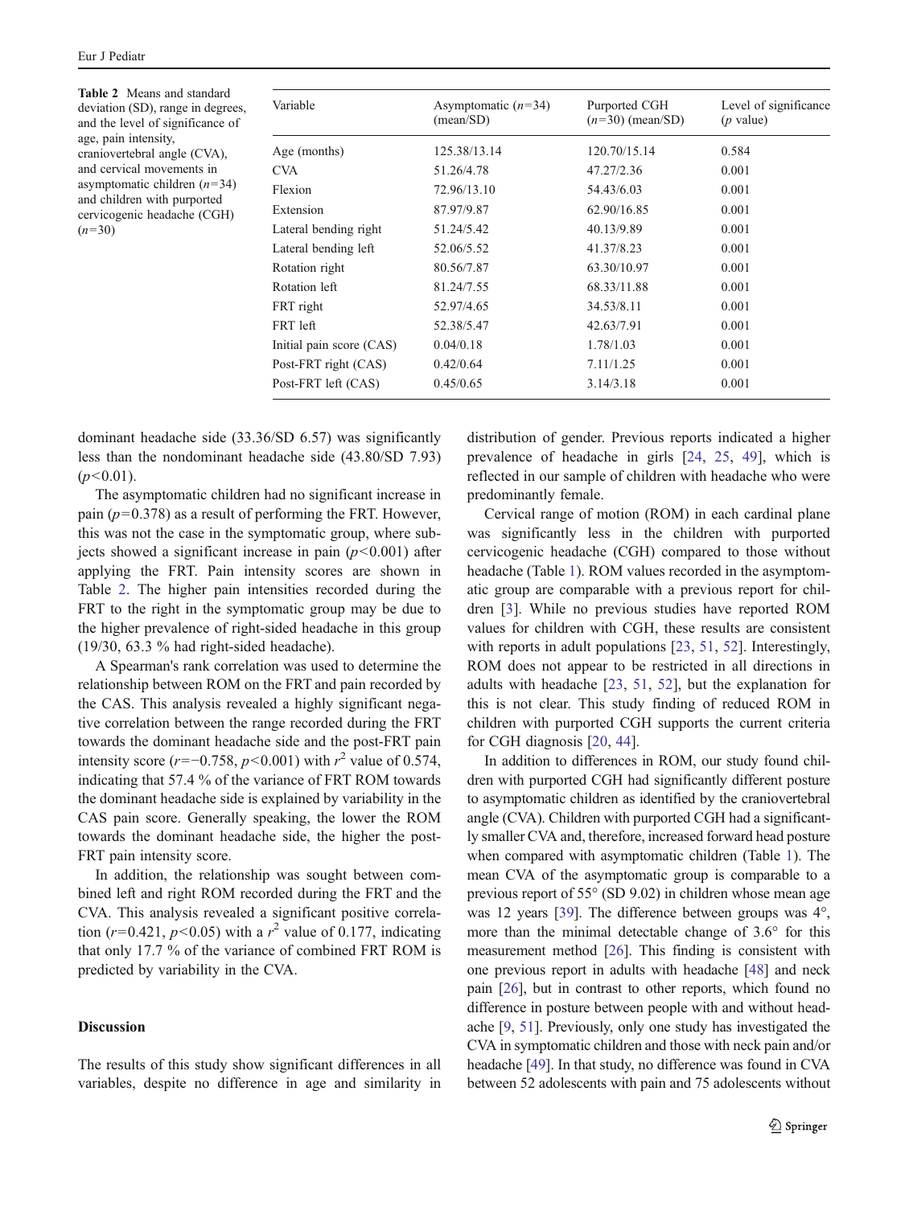**Table 2** Means and standard deviation (SD), range in degrees, and the level of significance of age, pain intensity, craniovertebral angle (CVA), and cervical movements in asymptomatic children ($n$=34) and children with purported cervicogenic headache (CGH) ($n$=30)

| Variable | Asymptomatic ($n$=34) (mean/SD) | Purported CGH ($n$=30) (mean/SD) | Level of significance ($p$ value) |
|---|---|---|---|
| Age (months) | 125.38/13.14 | 120.70/15.14 | 0.584 |
| CVA | 51.26/4.78 | 47.27/2.36 | 0.001 |
| Flexion | 72.96/13.10 | 54.43/6.03 | 0.001 |
| Extension | 87.97/9.87 | 62.90/16.85 | 0.001 |
| Lateral bending right | 51.24/5.42 | 40.13/9.89 | 0.001 |
| Lateral bending left | 52.06/5.52 | 41.37/8.23 | 0.001 |
| Rotation right | 80.56/7.87 | 63.30/10.97 | 0.001 |
| Rotation left | 81.24/7.55 | 68.33/11.88 | 0.001 |
| FRT right | 52.97/4.65 | 34.53/8.11 | 0.001 |
| FRT left | 52.38/5.47 | 42.63/7.91 | 0.001 |
| Initial pain score (CAS) | 0.04/0.18 | 1.78/1.03 | 0.001 |
| Post-FRT right (CAS) | 0.42/0.64 | 7.11/1.25 | 0.001 |
| Post-FRT left (CAS) | 0.45/0.65 | 3.14/3.18 | 0.001 |

dominant headache side (33.36/SD 6.57) was significantly less than the nondominant headache side (43.80/SD 7.93) ($p<0.01$).

The asymptomatic children had no significant increase in pain ($p=0.378$) as a result of performing the FRT. However, this was not the case in the symptomatic group, where subjects showed a significant increase in pain ($p<0.001$) after applying the FRT. Pain intensity scores are shown in Table 2. The higher pain intensities recorded during the FRT to the right in the symptomatic group may be due to the higher prevalence of right-sided headache in this group (19/30, 63.3 % had right-sided headache).

A Spearman's rank correlation was used to determine the relationship between ROM on the FRT and pain recorded by the CAS. This analysis revealed a highly significant negative correlation between the range recorded during the FRT towards the dominant headache side and the post-FRT pain intensity score ($r=-0.758$, $p<0.001$) with $r^2$ value of 0.574, indicating that 57.4 % of the variance of FRT ROM towards the dominant headache side is explained by variability in the CAS pain score. Generally speaking, the lower the ROM towards the dominant headache side, the higher the post-FRT pain intensity score.

In addition, the relationship was sought between combined left and right ROM recorded during the FRT and the CVA. This analysis revealed a significant positive correlation ($r=0.421$, $p<0.05$) with a $r^2$ value of 0.177, indicating that only 17.7 % of the variance of combined FRT ROM is predicted by variability in the CVA.

## Discussion

The results of this study show significant differences in all variables, despite no difference in age and similarity in distribution of gender. Previous reports indicated a higher prevalence of headache in girls [24, 25, 49], which is reflected in our sample of children with headache who were predominantly female.

Cervical range of motion (ROM) in each cardinal plane was significantly less in the children with purported cervicogenic headache (CGH) compared to those without headache (Table 1). ROM values recorded in the asymptomatic group are comparable with a previous report for children [3]. While no previous studies have reported ROM values for children with CGH, these results are consistent with reports in adult populations [23, 51, 52]. Interestingly, ROM does not appear to be restricted in all directions in adults with headache [23, 51, 52], but the explanation for this is not clear. This study finding of reduced ROM in children with purported CGH supports the current criteria for CGH diagnosis [20, 44].

In addition to differences in ROM, our study found children with purported CGH had significantly different posture to asymptomatic children as identified by the craniovertebral angle (CVA). Children with purported CGH had a significantly smaller CVA and, therefore, increased forward head posture when compared with asymptomatic children (Table 1). The mean CVA of the asymptomatic group is comparable to a previous report of 55° (SD 9.02) in children whose mean age was 12 years [39]. The difference between groups was 4°, more than the minimal detectable change of 3.6° for this measurement method [26]. This finding is consistent with one previous report in adults with headache [48] and neck pain [26], but in contrast to other reports, which found no difference in posture between people with and without headache [9, 51]. Previously, only one study has investigated the CVA in symptomatic children and those with neck pain and/or headache [49]. In that study, no difference was found in CVA between 52 adolescents with pain and 75 adolescents without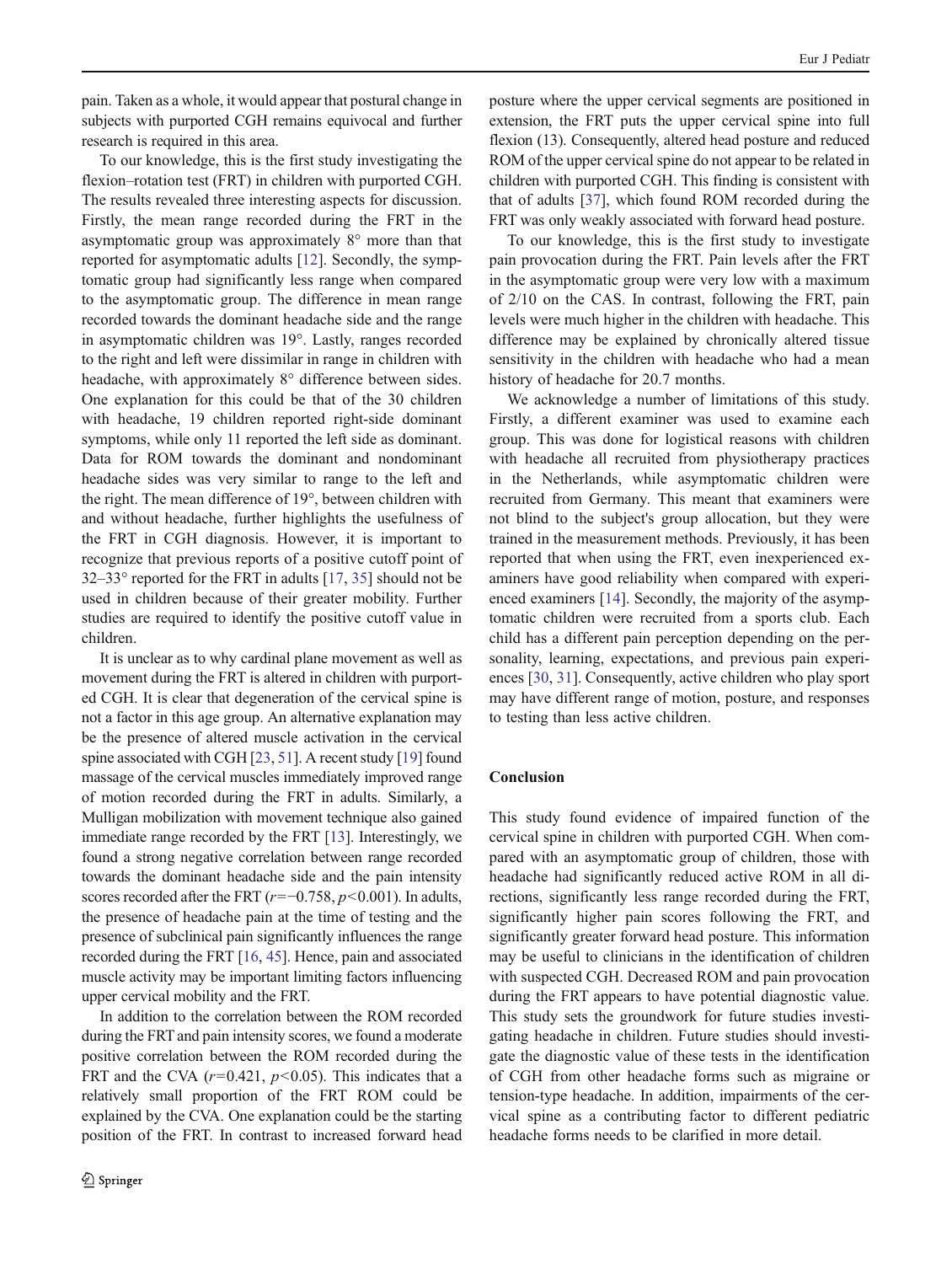pain. Taken as a whole, it would appear that postural change in subjects with purported CGH remains equivocal and further research is required in this area.

To our knowledge, this is the first study investigating the flexion–rotation test (FRT) in children with purported CGH. The results revealed three interesting aspects for discussion. Firstly, the mean range recorded during the FRT in the asymptomatic group was approximately 8° more than that reported for asymptomatic adults [12]. Secondly, the symptomatic group had significantly less range when compared to the asymptomatic group. The difference in mean range recorded towards the dominant headache side and the range in asymptomatic children was 19°. Lastly, ranges recorded to the right and left were dissimilar in range in children with headache, with approximately 8° difference between sides. One explanation for this could be that of the 30 children with headache, 19 children reported right-side dominant symptoms, while only 11 reported the left side as dominant. Data for ROM towards the dominant and nondominant headache sides was very similar to range to the left and the right. The mean difference of 19°, between children with and without headache, further highlights the usefulness of the FRT in CGH diagnosis. However, it is important to recognize that previous reports of a positive cutoff point of 32–33° reported for the FRT in adults [17, 35] should not be used in children because of their greater mobility. Further studies are required to identify the positive cutoff value in children.

It is unclear as to why cardinal plane movement as well as movement during the FRT is altered in children with purported CGH. It is clear that degeneration of the cervical spine is not a factor in this age group. An alternative explanation may be the presence of altered muscle activation in the cervical spine associated with CGH [23, 51]. A recent study [19] found massage of the cervical muscles immediately improved range of motion recorded during the FRT in adults. Similarly, a Mulligan mobilization with movement technique also gained immediate range recorded by the FRT [13]. Interestingly, we found a strong negative correlation between range recorded towards the dominant headache side and the pain intensity scores recorded after the FRT ($r=-0.758$, $p<0.001$). In adults, the presence of headache pain at the time of testing and the presence of subclinical pain significantly influences the range recorded during the FRT [16, 45]. Hence, pain and associated muscle activity may be important limiting factors influencing upper cervical mobility and the FRT.

In addition to the correlation between the ROM recorded during the FRT and pain intensity scores, we found a moderate positive correlation between the ROM recorded during the FRT and the CVA ($r=0.421$, $p<0.05$). This indicates that a relatively small proportion of the FRT ROM could be explained by the CVA. One explanation could be the starting position of the FRT. In contrast to increased forward head posture where the upper cervical segments are positioned in extension, the FRT puts the upper cervical spine into full flexion (13). Consequently, altered head posture and reduced ROM of the upper cervical spine do not appear to be related in children with purported CGH. This finding is consistent with that of adults [37], which found ROM recorded during the FRT was only weakly associated with forward head posture.

To our knowledge, this is the first study to investigate pain provocation during the FRT. Pain levels after the FRT in the asymptomatic group were very low with a maximum of 2/10 on the CAS. In contrast, following the FRT, pain levels were much higher in the children with headache. This difference may be explained by chronically altered tissue sensitivity in the children with headache who had a mean history of headache for 20.7 months.

We acknowledge a number of limitations of this study. Firstly, a different examiner was used to examine each group. This was done for logistical reasons with children with headache all recruited from physiotherapy practices in the Netherlands, while asymptomatic children were recruited from Germany. This meant that examiners were not blind to the subject's group allocation, but they were trained in the measurement methods. Previously, it has been reported that when using the FRT, even inexperienced examiners have good reliability when compared with experienced examiners [14]. Secondly, the majority of the asymptomatic children were recruited from a sports club. Each child has a different pain perception depending on the personality, learning, expectations, and previous pain experiences [30, 31]. Consequently, active children who play sport may have different range of motion, posture, and responses to testing than less active children.

## Conclusion

This study found evidence of impaired function of the cervical spine in children with purported CGH. When compared with an asymptomatic group of children, those with headache had significantly reduced active ROM in all directions, significantly less range recorded during the FRT, significantly higher pain scores following the FRT, and significantly greater forward head posture. This information may be useful to clinicians in the identification of children with suspected CGH. Decreased ROM and pain provocation during the FRT appears to have potential diagnostic value. This study sets the groundwork for future studies investigating headache in children. Future studies should investigate the diagnostic value of these tests in the identification of CGH from other headache forms such as migraine or tension-type headache. In addition, impairments of the cervical spine as a contributing factor to different pediatric headache forms needs to be clarified in more detail.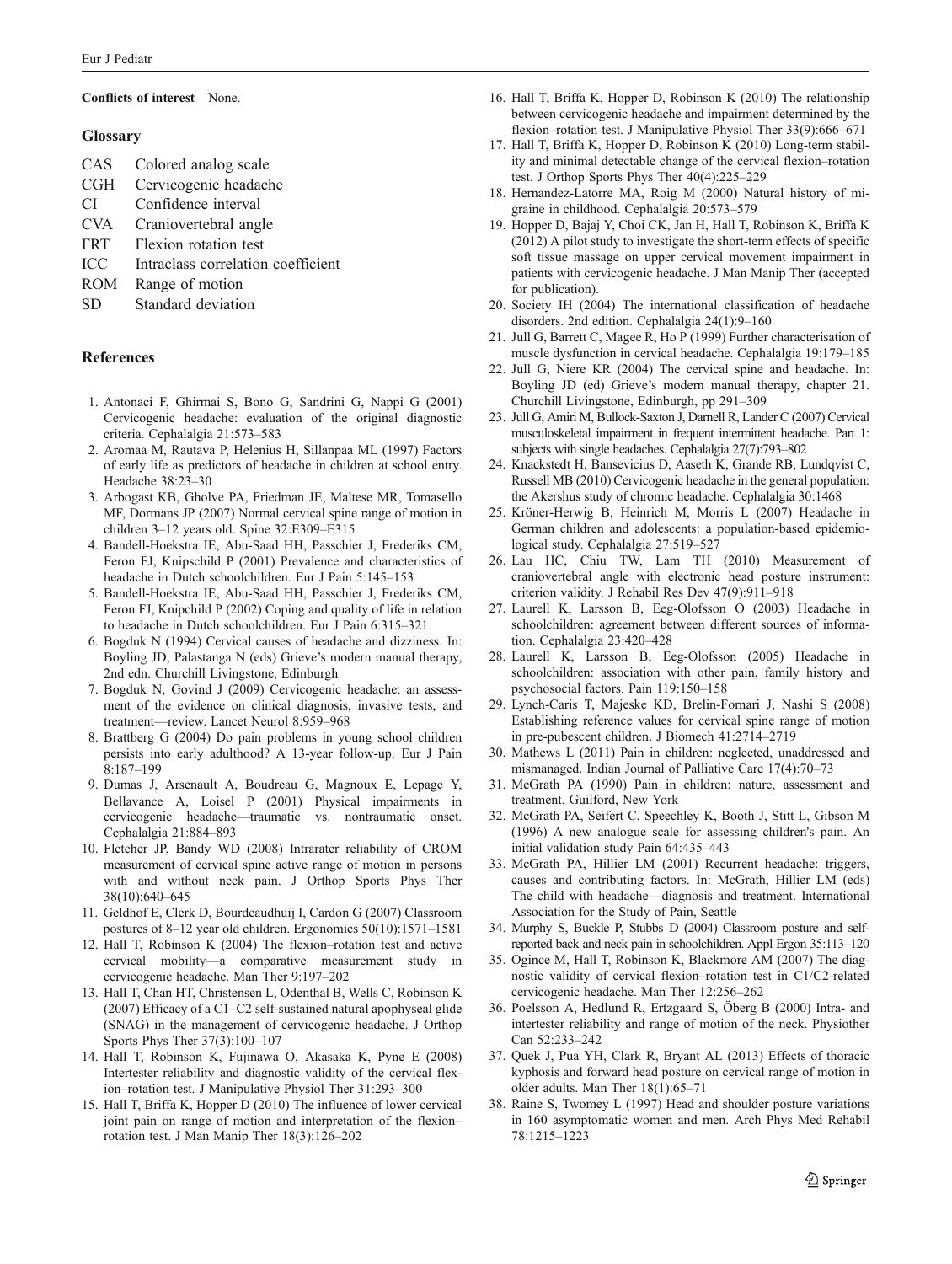**Conflicts of interest** None.

## Glossary

- CAS Colored analog scale
- CGH Cervicogenic headache
- CI Confidence interval
- CVA Craniovertebral angle
- FRT Flexion rotation test
- ICC Intraclass correlation coefficient
- ROM Range of motion
- SD Standard deviation

## References

1. Antonaci F, Ghirmai S, Bono G, Sandrini G, Nappi G (2001) Cervicogenic headache: evaluation of the original diagnostic criteria. Cephalalgia 21:573–583
2. Aromaa M, Rautava P, Helenius H, Sillanpaa ML (1997) Factors of early life as predictors of headache in children at school entry. Headache 38:23–30
3. Arbogast KB, Gholve PA, Friedman JE, Maltese MR, Tomasello MF, Dormans JP (2007) Normal cervical spine range of motion in children 3–12 years old. Spine 32:E309–E315
4. Bandell-Hoekstra IE, Abu-Saad HH, Passchier J, Frederiks CM, Feron FJ, Knipschild P (2001) Prevalence and characteristics of headache in Dutch schoolchildren. Eur J Pain 5:145–153
5. Bandell-Hoekstra IE, Abu-Saad HH, Passchier J, Frederiks CM, Feron FJ, Knipchild P (2002) Coping and quality of life in relation to headache in Dutch schoolchildren. Eur J Pain 6:315–321
6. Bogduk N (1994) Cervical causes of headache and dizziness. In: Boyling JD, Palastanga N (eds) Grieve's modern manual therapy, 2nd edn. Churchill Livingstone, Edinburgh
7. Bogduk N, Govind J (2009) Cervicogenic headache: an assessment of the evidence on clinical diagnosis, invasive tests, and treatment—review. Lancet Neurol 8:959–968
8. Brattberg G (2004) Do pain problems in young school children persists into early adulthood? A 13-year follow-up. Eur J Pain 8:187–199
9. Dumas J, Arsenault A, Boudreau G, Magnoux E, Lepage Y, Bellavance A, Loisel P (2001) Physical impairments in cervicogenic headache—traumatic vs. nontraumatic onset. Cephalalgia 21:884–893
10. Fletcher JP, Bandy WD (2008) Intrarater reliability of CROM measurement of cervical spine active range of motion in persons with and without neck pain. J Orthop Sports Phys Ther 38(10):640–645
11. Geldhof E, Clerk D, Bourdeaudhuij I, Cardon G (2007) Classroom postures of 8–12 year old children. Ergonomics 50(10):1571–1581
12. Hall T, Robinson K (2004) The flexion–rotation test and active cervical mobility—a comparative measurement study in cervicogenic headache. Man Ther 9:197–202
13. Hall T, Chan HT, Christensen L, Odenthal B, Wells C, Robinson K (2007) Efficacy of a C1–C2 self-sustained natural apophyseal glide (SNAG) in the management of cervicogenic headache. J Orthop Sports Phys Ther 37(3):100–107
14. Hall T, Robinson K, Fujinawa O, Akasaka K, Pyne E (2008) Intertester reliability and diagnostic validity of the cervical flexion–rotation test. J Manipulative Physiol Ther 31:293–300
15. Hall T, Briffa K, Hopper D (2010) The influence of lower cervical joint pain on range of motion and interpretation of the flexion–rotation test. J Man Manip Ther 18(3):126–202
16. Hall T, Briffa K, Hopper D, Robinson K (2010) The relationship between cervicogenic headache and impairment determined by the flexion–rotation test. J Manipulative Physiol Ther 33(9):666–671
17. Hall T, Briffa K, Hopper D, Robinson K (2010) Long-term stability and minimal detectable change of the cervical flexion–rotation test. J Orthop Sports Phys Ther 40(4):225–229
18. Hernandez-Latorre MA, Roig M (2000) Natural history of migraine in childhood. Cephalalgia 20:573–579
19. Hopper D, Bajaj Y, Choi CK, Jan H, Hall T, Robinson K, Briffa K (2012) A pilot study to investigate the short-term effects of specific soft tissue massage on upper cervical movement impairment in patients with cervicogenic headache. J Man Manip Ther (accepted for publication).
20. Society IH (2004) The international classification of headache disorders. 2nd edition. Cephalalgia 24(1):9–160
21. Jull G, Barrett C, Magee R, Ho P (1999) Further characterisation of muscle dysfunction in cervical headache. Cephalalgia 19:179–185
22. Jull G, Niere KR (2004) The cervical spine and headache. In: Boyling JD (ed) Grieve's modern manual therapy, chapter 21. Churchill Livingstone, Edinburgh, pp 291–309
23. Jull G, Amiri M, Bullock-Saxton J, Darnell R, Lander C (2007) Cervical musculoskeletal impairment in frequent intermittent headache. Part 1: subjects with single headaches. Cephalalgia 27(7):793–802
24. Knackstedt H, Bansevicius D, Aaseth K, Grande RB, Lundqvist C, Russell MB (2010) Cervicogenic headache in the general population: the Akershus study of chromic headache. Cephalalgia 30:1468
25. Kröner-Herwig B, Heinrich M, Morris L (2007) Headache in German children and adolescents: a population-based epidemiological study. Cephalalgia 27:519–527
26. Lau HC, Chiu TW, Lam TH (2010) Measurement of craniovertebral angle with electronic head posture instrument: criterion validity. J Rehabil Res Dev 47(9):911–918
27. Laurell K, Larsson B, Eeg-Olofsson O (2003) Headache in schoolchildren: agreement between different sources of information. Cephalalgia 23:420–428
28. Laurell K, Larsson B, Eeg-Olofsson (2005) Headache in schoolchildren: association with other pain, family history and psychosocial factors. Pain 119:150–158
29. Lynch-Caris T, Majeske KD, Brelin-Fornari J, Nashi S (2008) Establishing reference values for cervical spine range of motion in pre-pubescent children. J Biomech 41:2714–2719
30. Mathews L (2011) Pain in children: neglected, unaddressed and mismanaged. Indian Journal of Palliative Care 17(4):70–73
31. McGrath PA (1990) Pain in children: nature, assessment and treatment. Guilford, New York
32. McGrath PA, Seifert C, Speechley K, Booth J, Stitt L, Gibson M (1996) A new analogue scale for assessing children's pain. An initial validation study Pain 64:435–443
33. McGrath PA, Hillier LM (2001) Recurrent headache: triggers, causes and contributing factors. In: McGrath, Hillier LM (eds) The child with headache—diagnosis and treatment. International Association for the Study of Pain, Seattle
34. Murphy S, Buckle P, Stubbs D (2004) Classroom posture and self-reported back and neck pain in schoolchildren. Appl Ergon 35:113–120
35. Ogince M, Hall T, Robinson K, Blackmore AM (2007) The diagnostic validity of cervical flexion–rotation test in C1/C2-related cervicogenic headache. Man Ther 12:256–262
36. Poelsson A, Hedlund R, Ertzgaard S, Öberg B (2000) Intra- and intertester reliability and range of motion of the neck. Physiother Can 52:233–242
37. Quek J, Pua YH, Clark R, Bryant AL (2013) Effects of thoracic kyphosis and forward head posture on cervical range of motion in older adults. Man Ther 18(1):65–71
38. Raine S, Twomey L (1997) Head and shoulder posture variations in 160 asymptomatic women and men. Arch Phys Med Rehabil 78:1215–1223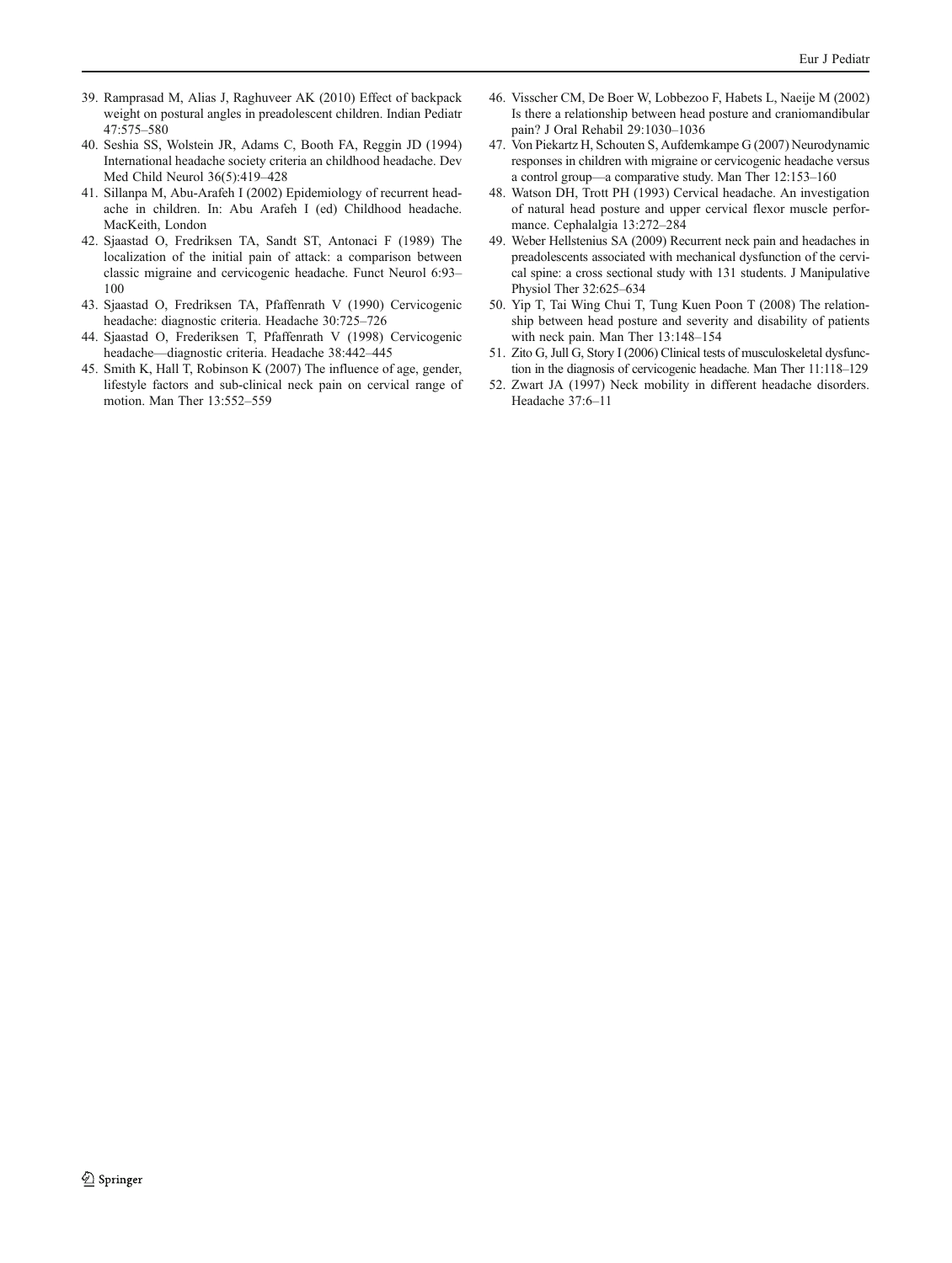39. Ramprasad M, Alias J, Raghuveer AK (2010) Effect of backpack weight on postural angles in preadolescent children. Indian Pediatr 47:575–580
40. Seshia SS, Wolstein JR, Adams C, Booth FA, Reggin JD (1994) International headache society criteria an childhood headache. Dev Med Child Neurol 36(5):419–428
41. Sillanpa M, Abu-Arafeh I (2002) Epidemiology of recurrent headache in children. In: Abu Arafeh I (ed) Childhood headache. MacKeith, London
42. Sjaastad O, Fredriksen TA, Sandt ST, Antonaci F (1989) The localization of the initial pain of attack: a comparison between classic migraine and cervicogenic headache. Funct Neurol 6:93–100
43. Sjaastad O, Fredriksen TA, Pfaffenrath V (1990) Cervicogenic headache: diagnostic criteria. Headache 30:725–726
44. Sjaastad O, Frederiksen T, Pfaffenrath V (1998) Cervicogenic headache—diagnostic criteria. Headache 38:442–445
45. Smith K, Hall T, Robinson K (2007) The influence of age, gender, lifestyle factors and sub-clinical neck pain on cervical range of motion. Man Ther 13:552–559
46. Visscher CM, De Boer W, Lobbezoo F, Habets L, Naeije M (2002) Is there a relationship between head posture and craniomandibular pain? J Oral Rehabil 29:1030–1036
47. Von Piekartz H, Schouten S, Aufdemkampe G (2007) Neurodynamic responses in children with migraine or cervicogenic headache versus a control group—a comparative study. Man Ther 12:153–160
48. Watson DH, Trott PH (1993) Cervical headache. An investigation of natural head posture and upper cervical flexor muscle performance. Cephalalgia 13:272–284
49. Weber Hellstenius SA (2009) Recurrent neck pain and headaches in preadolescents associated with mechanical dysfunction of the cervical spine: a cross sectional study with 131 students. J Manipulative Physiol Ther 32:625–634
50. Yip T, Tai Wing Chui T, Tung Kuen Poon T (2008) The relationship between head posture and severity and disability of patients with neck pain. Man Ther 13:148–154
51. Zito G, Jull G, Story I (2006) Clinical tests of musculoskeletal dysfunction in the diagnosis of cervicogenic headache. Man Ther 11:118–129
52. Zwart JA (1997) Neck mobility in different headache disorders. Headache 37:6–11